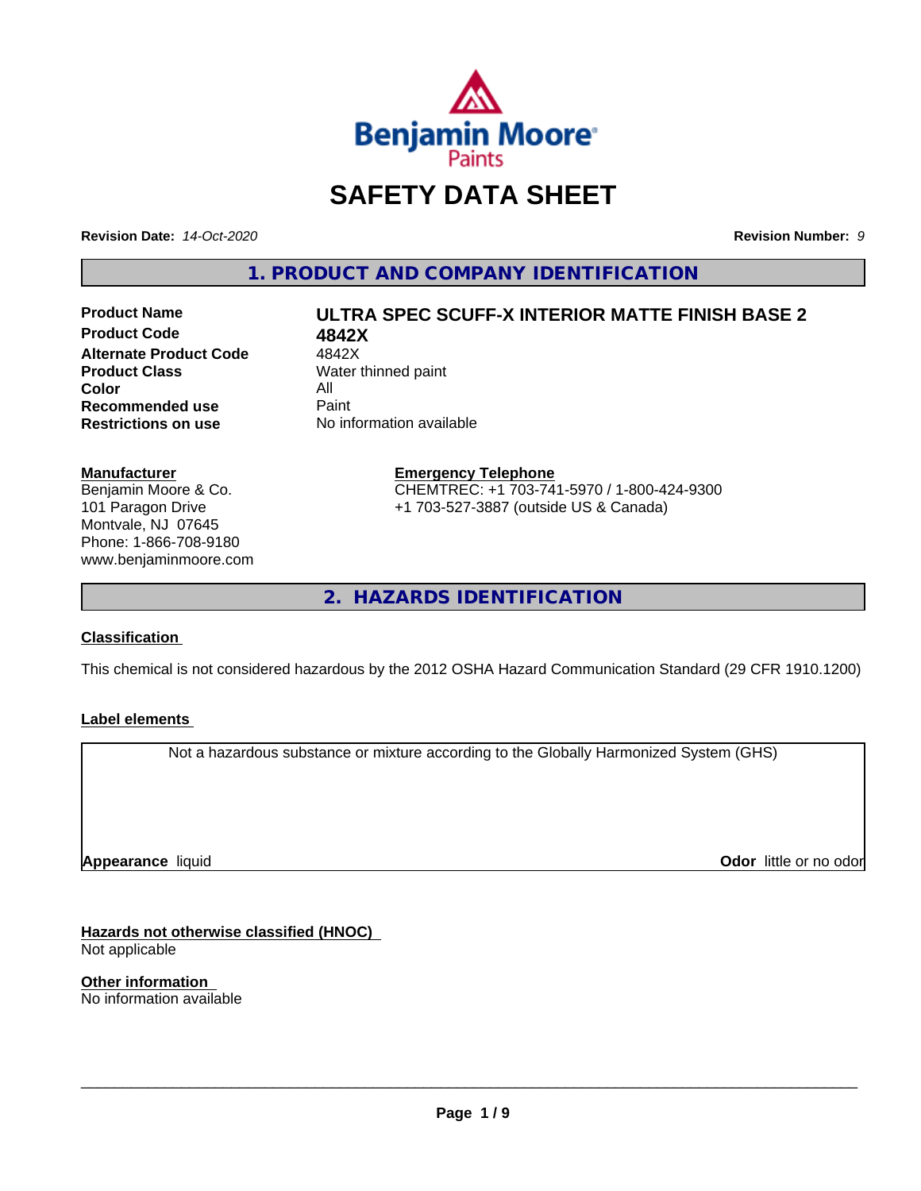# SAFETY DATA SHEET

**Revision Date:** *14-Oct-2020* **Revision Number:** *9*

## 1. PRODUCT AND COMPANY IDENTIFICATION

| | |
|---|---|
| **Product Name** | **ULTRA SPEC SCUFF-X INTERIOR MATTE FINISH BASE 2** |
| **Product Code** | **4842X** |
| **Alternate Product Code** | 4842X |
| **Product Class** | Water thinned paint |
| **Color** | All |
| **Recommended use** | Paint |
| **Restrictions on use** | No information available |

**Manufacturer**
Benjamin Moore & Co.
101 Paragon Drive
Montvale, NJ 07645
Phone: 1-866-708-9180
www.benjaminmoore.com

**Emergency Telephone**
CHEMTREC: +1 703-741-5970 / 1-800-424-9300
+1 703-527-3887 (outside US & Canada)

## 2. HAZARDS IDENTIFICATION

**Classification**

This chemical is not considered hazardous by the 2012 OSHA Hazard Communication Standard (29 CFR 1910.1200)

**Label elements**

Not a hazardous substance or mixture according to the Globally Harmonized System (GHS)

**Appearance** liquid **Odor** little or no odor

**Hazards not otherwise classified (HNOC)**
Not applicable

**Other information**
No information available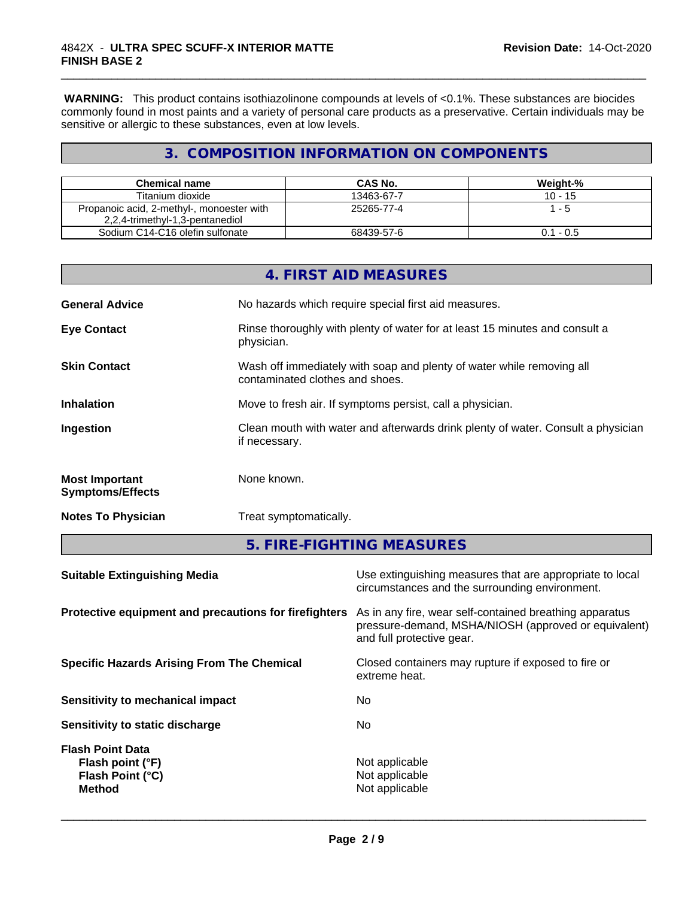**WARNING:** This product contains isothiazolinone compounds at levels of <0.1%. These substances are biocides commonly found in most paints and a variety of personal care products as a preservative. Certain individuals may be sensitive or allergic to these substances, even at low levels.

## 3. COMPOSITION INFORMATION ON COMPONENTS

| Chemical name | CAS No. | Weight-% |
|---|---|---|
| Titanium dioxide | 13463-67-7 | 10 - 15 |
| Propanoic acid, 2-methyl-, monoester with 2,2,4-trimethyl-1,3-pentanediol | 25265-77-4 | 1 - 5 |
| Sodium C14-C16 olefin sulfonate | 68439-57-6 | 0.1 - 0.5 |

## 4. FIRST AID MEASURES

**General Advice** No hazards which require special first aid measures.

**Eye Contact** Rinse thoroughly with plenty of water for at least 15 minutes and consult a physician.

**Skin Contact** Wash off immediately with soap and plenty of water while removing all contaminated clothes and shoes.

**Inhalation** Move to fresh air. If symptoms persist, call a physician.

**Ingestion** Clean mouth with water and afterwards drink plenty of water. Consult a physician if necessary.

**Most Important Symptoms/Effects** None known.

**Notes To Physician** Treat symptomatically.

## 5. FIRE-FIGHTING MEASURES

**Suitable Extinguishing Media** Use extinguishing measures that are appropriate to local circumstances and the surrounding environment.

**Protective equipment and precautions for firefighters** As in any fire, wear self-contained breathing apparatus pressure-demand, MSHA/NIOSH (approved or equivalent) and full protective gear.

**Specific Hazards Arising From The Chemical** Closed containers may rupture if exposed to fire or extreme heat.

**Sensitivity to mechanical impact** No

**Sensitivity to static discharge** No

**Flash Point Data**
**Flash point (°F)** Not applicable
**Flash Point (°C)** Not applicable
**Method** Not applicable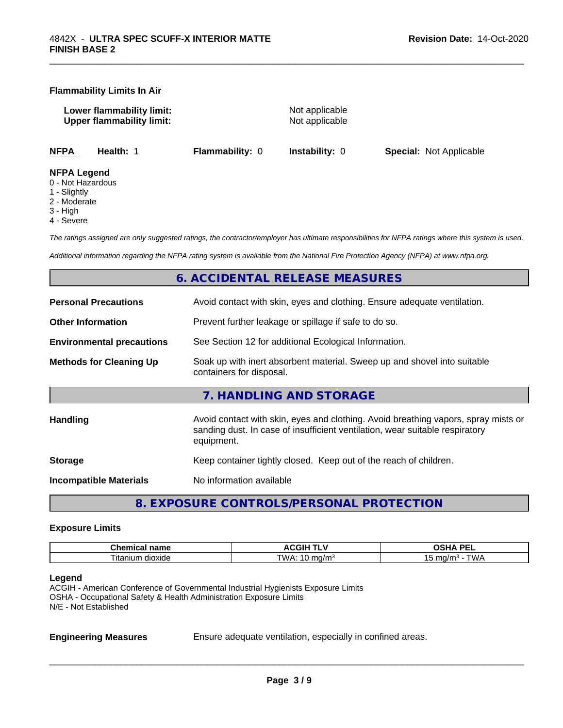**Flammability Limits In Air**

**Lower flammability limit:** Not applicable
**Upper flammability limit:** Not applicable

| **NFPA** | **Health:** 1 | **Flammability:** 0 | **Instability:** 0 | **Special:** Not Applicable |
|---|---|---|---|---|

**NFPA Legend**
0 - Not Hazardous
1 - Slightly
2 - Moderate
3 - High
4 - Severe

*The ratings assigned are only suggested ratings, the contractor/employer has ultimate responsibilities for NFPA ratings where this system is used.*

*Additional information regarding the NFPA rating system is available from the National Fire Protection Agency (NFPA) at www.nfpa.org.*

## 6. ACCIDENTAL RELEASE MEASURES

**Personal Precautions** Avoid contact with skin, eyes and clothing. Ensure adequate ventilation.

**Other Information** Prevent further leakage or spillage if safe to do so.

**Environmental precautions** See Section 12 for additional Ecological Information.

**Methods for Cleaning Up** Soak up with inert absorbent material. Sweep up and shovel into suitable containers for disposal.

## 7. HANDLING AND STORAGE

**Handling** Avoid contact with skin, eyes and clothing. Avoid breathing vapors, spray mists or sanding dust. In case of insufficient ventilation, wear suitable respiratory equipment.

**Storage** Keep container tightly closed. Keep out of the reach of children.

**Incompatible Materials** No information available

## 8. EXPOSURE CONTROLS/PERSONAL PROTECTION

### Exposure Limits

| Chemical name | ACGIH TLV | OSHA PEL |
|---|---|---|
| Titanium dioxide | TWA: 10 mg/m³ | 15 mg/m³ - TWA |

**Legend**
ACGIH - American Conference of Governmental Industrial Hygienists Exposure Limits
OSHA - Occupational Safety & Health Administration Exposure Limits
N/E - Not Established

**Engineering Measures** Ensure adequate ventilation, especially in confined areas.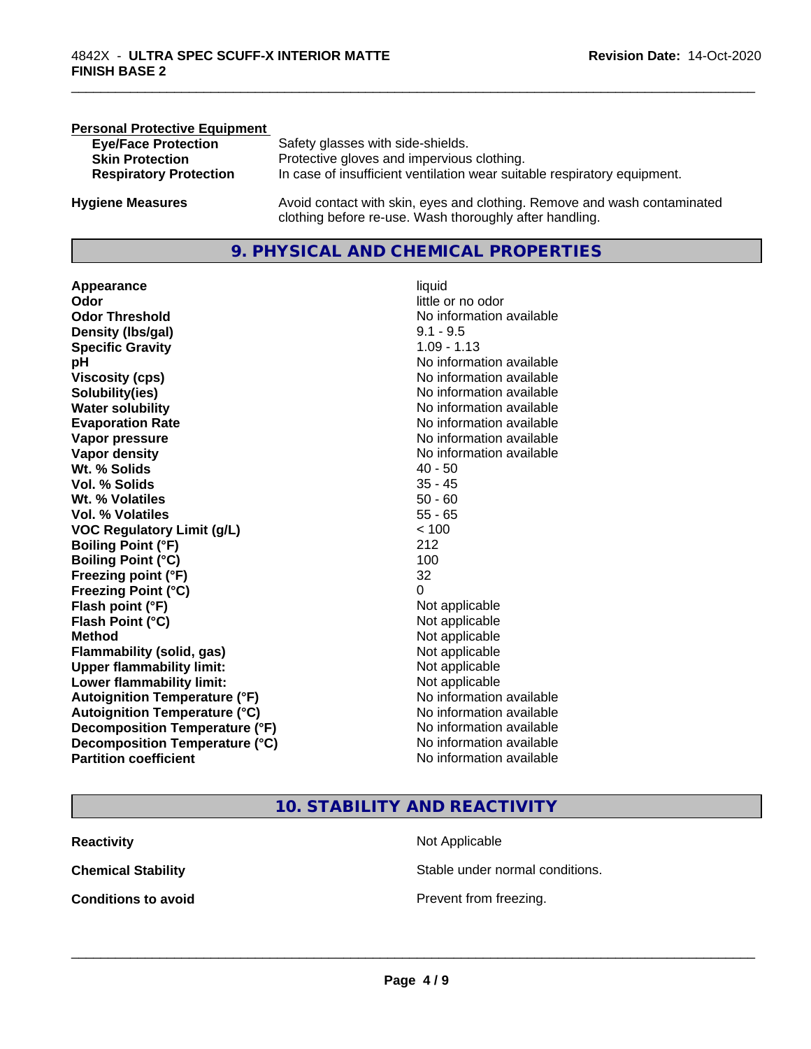**Personal Protective Equipment**

| | |
|---|---|
| **Eye/Face Protection** | Safety glasses with side-shields. |
| **Skin Protection** | Protective gloves and impervious clothing. |
| **Respiratory Protection** | In case of insufficient ventilation wear suitable respiratory equipment. |

**Hygiene Measures** Avoid contact with skin, eyes and clothing. Remove and wash contaminated clothing before re-use. Wash thoroughly after handling.

## 9. PHYSICAL AND CHEMICAL PROPERTIES

| | |
|---|---|
| **Appearance** | liquid |
| **Odor** | little or no odor |
| **Odor Threshold** | No information available |
| **Density (lbs/gal)** | 9.1 - 9.5 |
| **Specific Gravity** | 1.09 - 1.13 |
| **pH** | No information available |
| **Viscosity (cps)** | No information available |
| **Solubility(ies)** | No information available |
| **Water solubility** | No information available |
| **Evaporation Rate** | No information available |
| **Vapor pressure** | No information available |
| **Vapor density** | No information available |
| **Wt. % Solids** | 40 - 50 |
| **Vol. % Solids** | 35 - 45 |
| **Wt. % Volatiles** | 50 - 60 |
| **Vol. % Volatiles** | 55 - 65 |
| **VOC Regulatory Limit (g/L)** | < 100 |
| **Boiling Point (°F)** | 212 |
| **Boiling Point (°C)** | 100 |
| **Freezing point (°F)** | 32 |
| **Freezing Point (°C)** | 0 |
| **Flash point (°F)** | Not applicable |
| **Flash Point (°C)** | Not applicable |
| **Method** | Not applicable |
| **Flammability (solid, gas)** | Not applicable |
| **Upper flammability limit:** | Not applicable |
| **Lower flammability limit:** | Not applicable |
| **Autoignition Temperature (°F)** | No information available |
| **Autoignition Temperature (°C)** | No information available |
| **Decomposition Temperature (°F)** | No information available |
| **Decomposition Temperature (°C)** | No information available |
| **Partition coefficient** | No information available |

## 10. STABILITY AND REACTIVITY

| | |
|---|---|
| **Reactivity** | Not Applicable |
| **Chemical Stability** | Stable under normal conditions. |
| **Conditions to avoid** | Prevent from freezing. |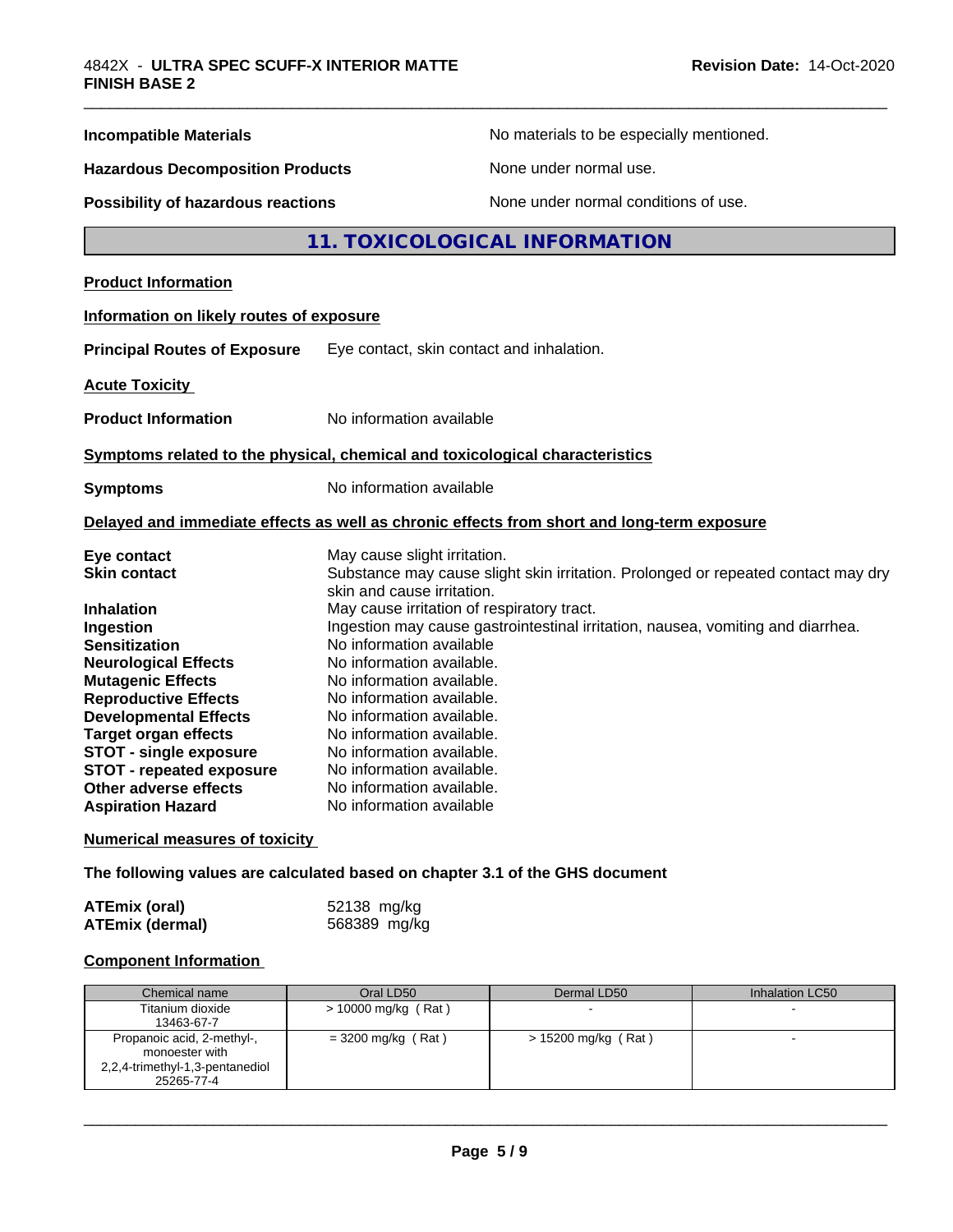**Incompatible Materials** No materials to be especially mentioned.

**Hazardous Decomposition Products** None under normal use.

**Possibility of hazardous reactions** None under normal conditions of use.

## 11. TOXICOLOGICAL INFORMATION

**Product Information**

**Information on likely routes of exposure**

**Principal Routes of Exposure** Eye contact, skin contact and inhalation.

**Acute Toxicity**

**Product Information** No information available

**Symptoms related to the physical, chemical and toxicological characteristics**

**Symptoms** No information available

**Delayed and immediate effects as well as chronic effects from short and long-term exposure**

**Eye contact** May cause slight irritation.
**Skin contact** Substance may cause slight skin irritation. Prolonged or repeated contact may dry skin and cause irritation.
**Inhalation** May cause irritation of respiratory tract.
**Ingestion** Ingestion may cause gastrointestinal irritation, nausea, vomiting and diarrhea.
**Sensitization** No information available
**Neurological Effects** No information available.
**Mutagenic Effects** No information available.
**Reproductive Effects** No information available.
**Developmental Effects** No information available.
**Target organ effects** No information available.
**STOT - single exposure** No information available.
**STOT - repeated exposure** No information available.
**Other adverse effects** No information available.
**Aspiration Hazard** No information available

**Numerical measures of toxicity**

**The following values are calculated based on chapter 3.1 of the GHS document**

**ATEmix (oral)** 52138 mg/kg
**ATEmix (dermal)** 568389 mg/kg

**Component Information**

| Chemical name | Oral LD50 | Dermal LD50 | Inhalation LC50 |
|---|---|---|---|
| Titanium dioxide 13463-67-7 | > 10000 mg/kg ( Rat ) | - | - |
| Propanoic acid, 2-methyl-, monoester with 2,2,4-trimethyl-1,3-pentanediol 25265-77-4 | = 3200 mg/kg ( Rat ) | > 15200 mg/kg ( Rat ) | - |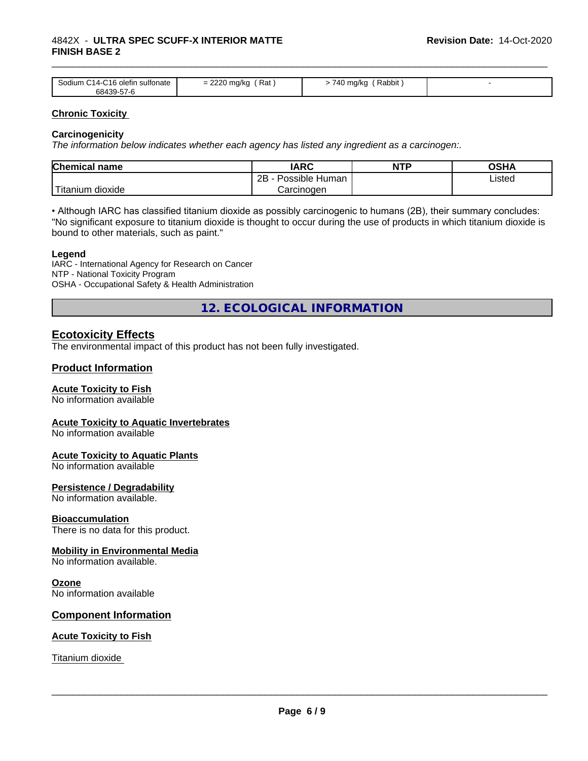| Sodium C14-C16 olefin sulfonate 68439-57-6 | = 2220 mg/kg ( Rat ) | > 740 mg/kg ( Rabbit ) | - |
|---|---|---|---|

**Chronic Toxicity**

**Carcinogenicity**

*The information below indicates whether each agency has listed any ingredient as a carcinogen:.*

| Chemical name | IARC | NTP | OSHA |
|---|---|---|---|
| Titanium dioxide | 2B - Possible Human Carcinogen | | Listed |

• Although IARC has classified titanium dioxide as possibly carcinogenic to humans (2B), their summary concludes: "No significant exposure to titanium dioxide is thought to occur during the use of products in which titanium dioxide is bound to other materials, such as paint."

**Legend**

IARC - International Agency for Research on Cancer
NTP - National Toxicity Program
OSHA - Occupational Safety & Health Administration

## 12. ECOLOGICAL INFORMATION

### Ecotoxicity Effects

The environmental impact of this product has not been fully investigated.

### Product Information

**Acute Toxicity to Fish**

No information available

**Acute Toxicity to Aquatic Invertebrates**

No information available

**Acute Toxicity to Aquatic Plants**

No information available

**Persistence / Degradability**

No information available.

**Bioaccumulation**

There is no data for this product.

**Mobility in Environmental Media**

No information available.

**Ozone**

No information available

### Component Information

**Acute Toxicity to Fish**

Titanium dioxide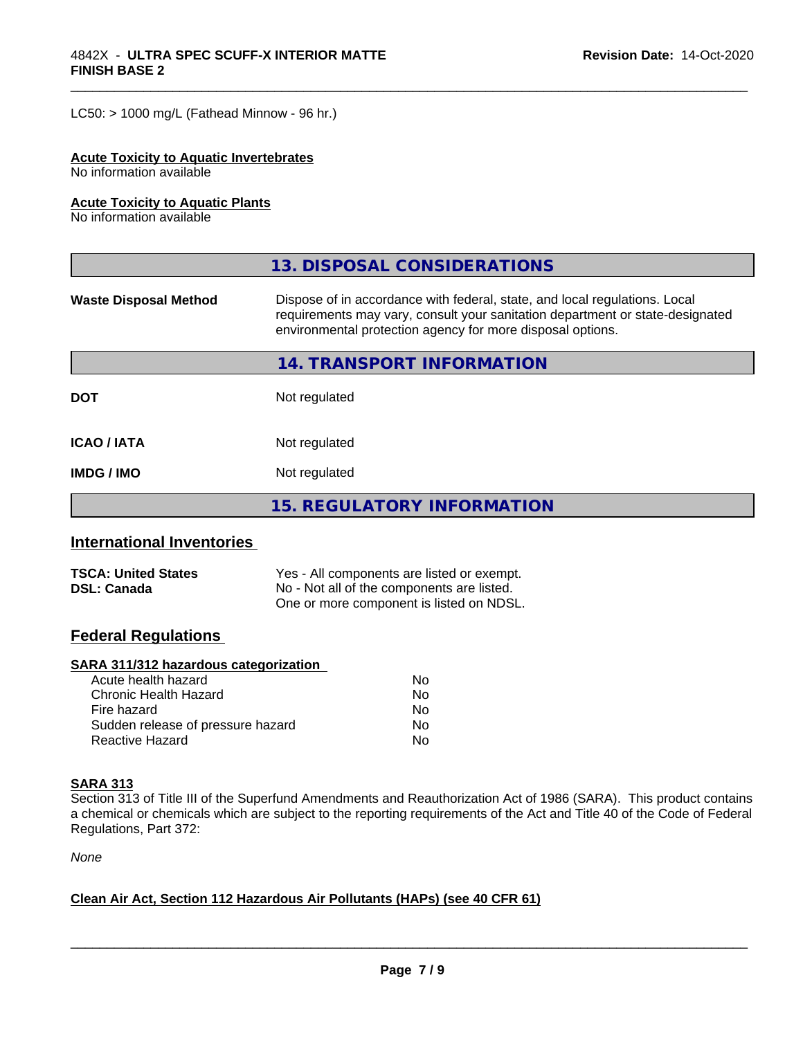LC50: > 1000 mg/L (Fathead Minnow - 96 hr.)

**Acute Toxicity to Aquatic Invertebrates**
No information available

**Acute Toxicity to Aquatic Plants**
No information available

## 13. DISPOSAL CONSIDERATIONS

| | |
|---|---|
| **Waste Disposal Method** | Dispose of in accordance with federal, state, and local regulations. Local requirements may vary, consult your sanitation department or state-designated environmental protection agency for more disposal options. |

## 14. TRANSPORT INFORMATION

| | |
|---|---|
| **DOT** | Not regulated |
| **ICAO / IATA** | Not regulated |
| **IMDG / IMO** | Not regulated |

## 15. REGULATORY INFORMATION

### International Inventories

| | |
|---|---|
| **TSCA: United States** | Yes - All components are listed or exempt. |
| **DSL: Canada** | No - Not all of the components are listed. One or more component is listed on NDSL. |

### Federal Regulations

**SARA 311/312 hazardous categorization**

| | |
|---|---|
| Acute health hazard | No |
| Chronic Health Hazard | No |
| Fire hazard | No |
| Sudden release of pressure hazard | No |
| Reactive Hazard | No |

**SARA 313**
Section 313 of Title III of the Superfund Amendments and Reauthorization Act of 1986 (SARA). This product contains a chemical or chemicals which are subject to the reporting requirements of the Act and Title 40 of the Code of Federal Regulations, Part 372:

*None*

**Clean Air Act, Section 112 Hazardous Air Pollutants (HAPs) (see 40 CFR 61)**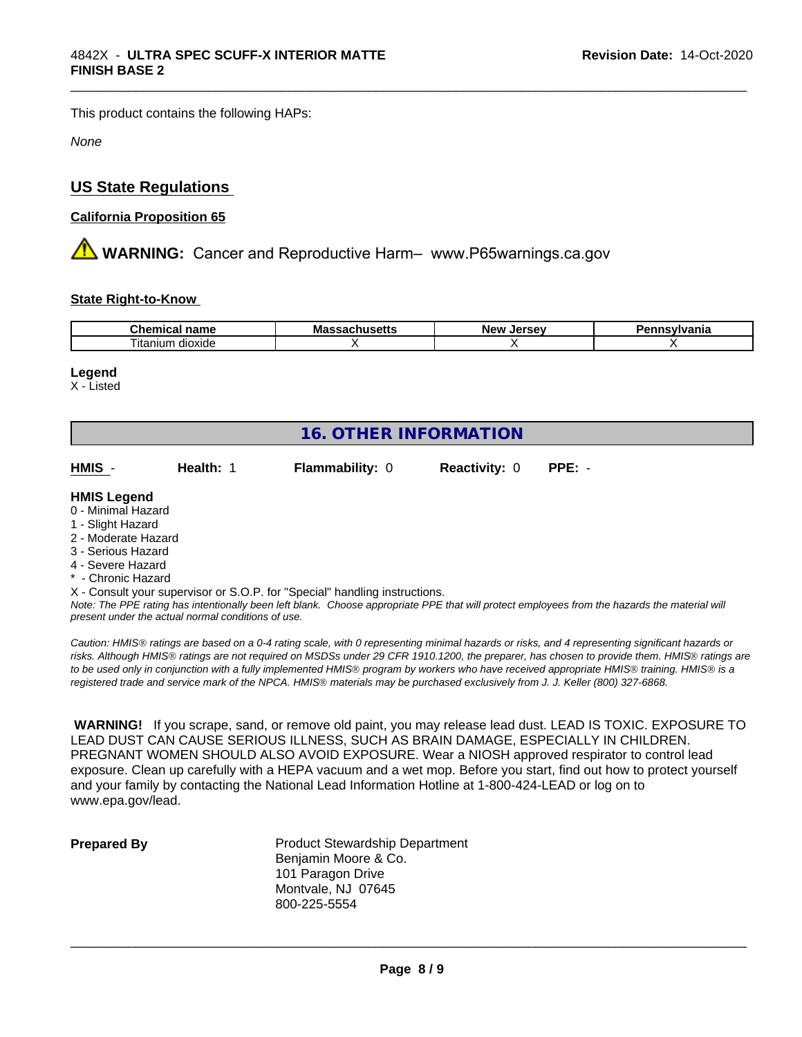This product contains the following HAPs:

*None*

## US State Regulations

**California Proposition 65**

⚠ **WARNING:** Cancer and Reproductive Harm– www.P65warnings.ca.gov

**State Right-to-Know**

| Chemical name | Massachusetts | New Jersey | Pennsylvania |
| --- | --- | --- | --- |
| Titanium dioxide | X | X | X |

**Legend**
X - Listed

## 16. OTHER INFORMATION

| HMIS - | Health: 1 | Flammability: 0 | Reactivity: 0 | PPE: - |
| --- | --- | --- | --- | --- |

**HMIS Legend**
0 - Minimal Hazard
1 - Slight Hazard
2 - Moderate Hazard
3 - Serious Hazard
4 - Severe Hazard
* - Chronic Hazard
X - Consult your supervisor or S.O.P. for "Special" handling instructions.
*Note: The PPE rating has intentionally been left blank. Choose appropriate PPE that will protect employees from the hazards the material will present under the actual normal conditions of use.*

*Caution: HMIS® ratings are based on a 0-4 rating scale, with 0 representing minimal hazards or risks, and 4 representing significant hazards or risks. Although HMIS® ratings are not required on MSDSs under 29 CFR 1910.1200, the preparer, has chosen to provide them. HMIS® ratings are to be used only in conjunction with a fully implemented HMIS® program by workers who have received appropriate HMIS® training. HMIS® is a registered trade and service mark of the NPCA. HMIS® materials may be purchased exclusively from J. J. Keller (800) 327-6868.*

**WARNING!** If you scrape, sand, or remove old paint, you may release lead dust. LEAD IS TOXIC. EXPOSURE TO LEAD DUST CAN CAUSE SERIOUS ILLNESS, SUCH AS BRAIN DAMAGE, ESPECIALLY IN CHILDREN. PREGNANT WOMEN SHOULD ALSO AVOID EXPOSURE. Wear a NIOSH approved respirator to control lead exposure. Clean up carefully with a HEPA vacuum and a wet mop. Before you start, find out how to protect yourself and your family by contacting the National Lead Information Hotline at 1-800-424-LEAD or log on to www.epa.gov/lead.

**Prepared By**

Product Stewardship Department
Benjamin Moore & Co.
101 Paragon Drive
Montvale, NJ 07645
800-225-5554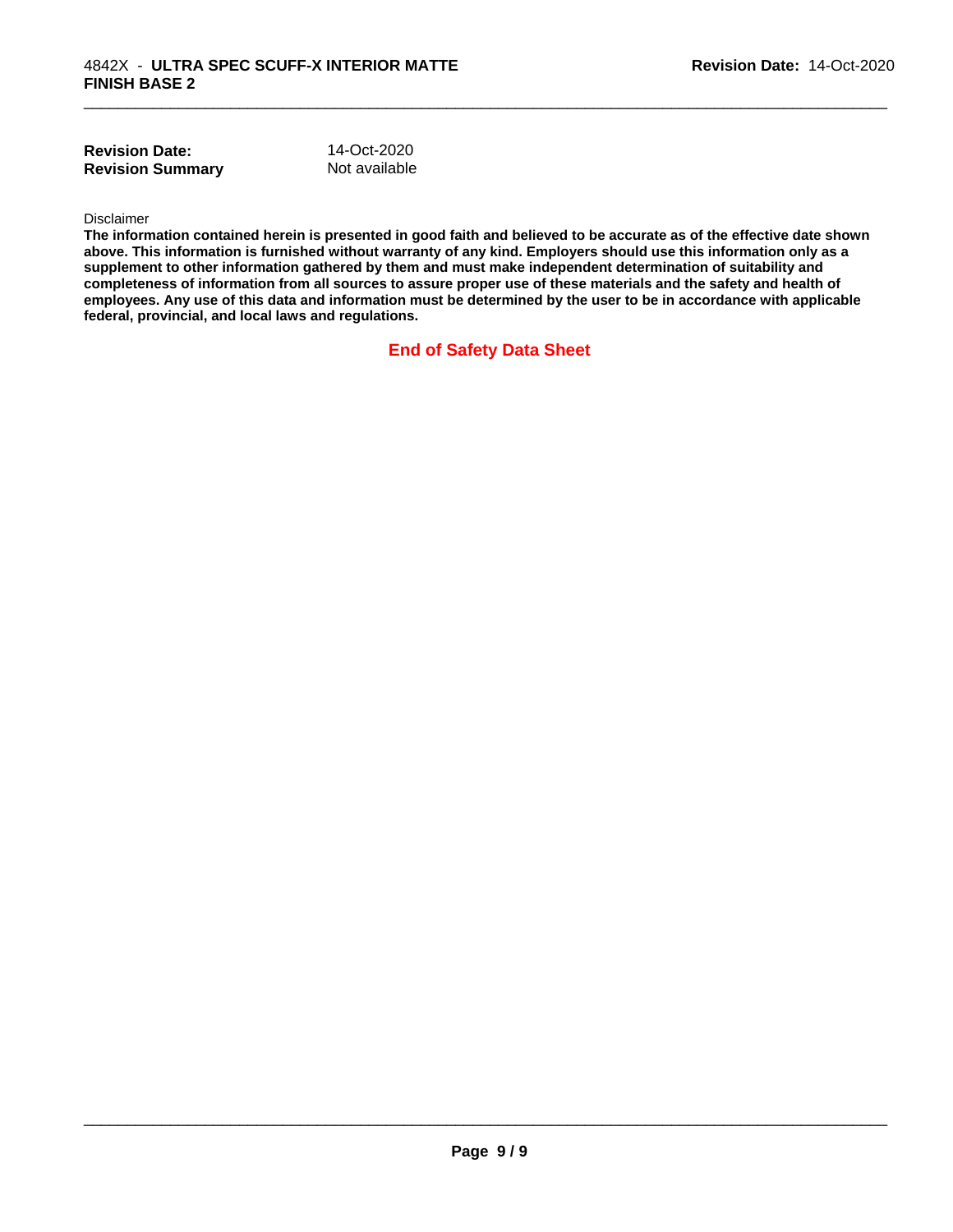| | |
|---|---|
| **Revision Date:** | 14-Oct-2020 |
| **Revision Summary** | Not available |

Disclaimer

**The information contained herein is presented in good faith and believed to be accurate as of the effective date shown above. This information is furnished without warranty of any kind. Employers should use this information only as a supplement to other information gathered by them and must make independent determination of suitability and completeness of information from all sources to assure proper use of these materials and the safety and health of employees. Any use of this data and information must be determined by the user to be in accordance with applicable federal, provincial, and local laws and regulations.**

**End of Safety Data Sheet**